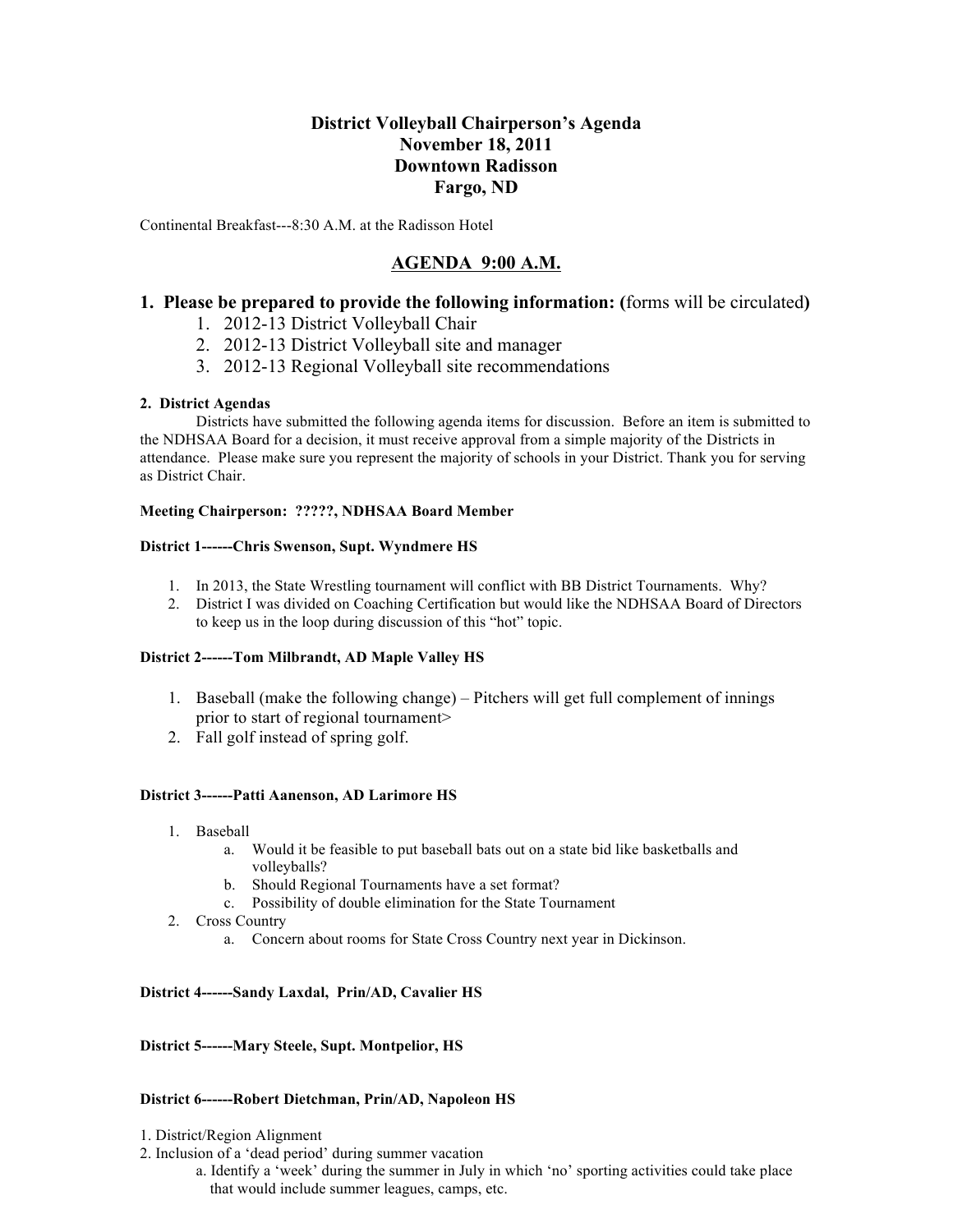# District Volleyball Chairperson's Agenda
## November 18, 2011
## Downtown Radisson
## Fargo, ND

Continental Breakfast---8:30 A.M. at the Radisson Hotel

## AGENDA 9:00 A.M.

### 1. Please be prepared to provide the following information: (forms will be circulated)

1. 2012-13 District Volleyball Chair
2. 2012-13 District Volleyball site and manager
3. 2012-13 Regional Volleyball site recommendations

#### 2. District Agendas

Districts have submitted the following agenda items for discussion. Before an item is submitted to the NDHSAA Board for a decision, it must receive approval from a simple majority of the Districts in attendance. Please make sure you represent the majority of schools in your District. Thank you for serving as District Chair.

**Meeting Chairperson: ?????, NDHSAA Board Member**

**District 1------Chris Swenson, Supt. Wyndmere HS**

1. In 2013, the State Wrestling tournament will conflict with BB District Tournaments. Why?
2. District I was divided on Coaching Certification but would like the NDHSAA Board of Directors to keep us in the loop during discussion of this "hot" topic.

**District 2------Tom Milbrandt, AD Maple Valley HS**

1. Baseball (make the following change) – Pitchers will get full complement of innings prior to start of regional tournament>
2. Fall golf instead of spring golf.

**District 3------Patti Aanenson, AD Larimore HS**

1. Baseball
   a. Would it be feasible to put baseball bats out on a state bid like basketballs and volleyballs?
   b. Should Regional Tournaments have a set format?
   c. Possibility of double elimination for the State Tournament
2. Cross Country
   a. Concern about rooms for State Cross Country next year in Dickinson.

**District 4------Sandy Laxdal, Prin/AD, Cavalier HS**

**District 5------Mary Steele, Supt. Montpelior, HS**

**District 6------Robert Dietchman, Prin/AD, Napoleon HS**

1. District/Region Alignment
2. Inclusion of a 'dead period' during summer vacation
   a. Identify a 'week' during the summer in July in which 'no' sporting activities could take place that would include summer leagues, camps, etc.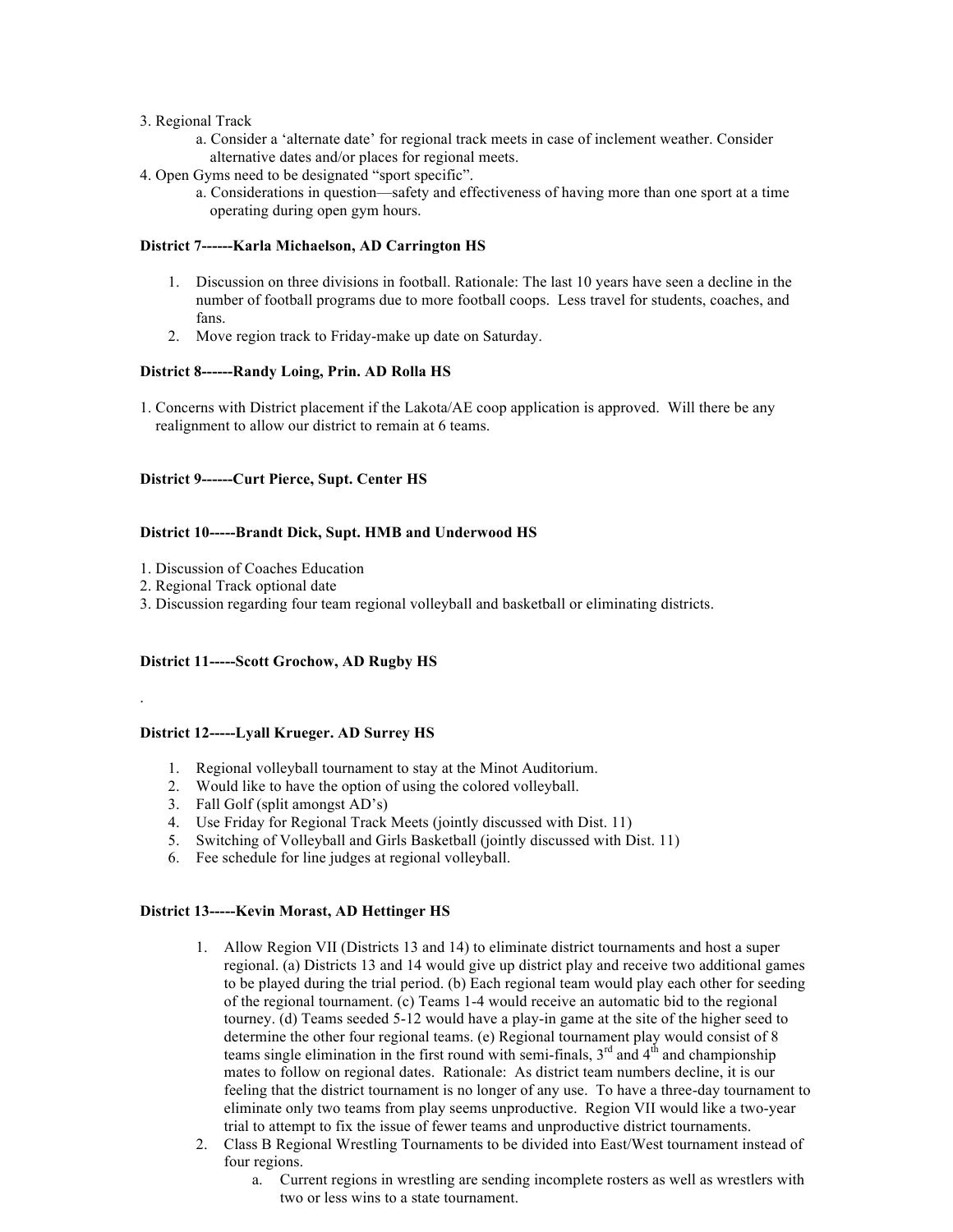3. Regional Track
    a. Consider a 'alternate date' for regional track meets in case of inclement weather. Consider alternative dates and/or places for regional meets.
4. Open Gyms need to be designated "sport specific".
    a. Considerations in question—safety and effectiveness of having more than one sport at a time operating during open gym hours.

**District 7------Karla Michaelson, AD Carrington HS**

1. Discussion on three divisions in football. Rationale: The last 10 years have seen a decline in the number of football programs due to more football coops. Less travel for students, coaches, and fans.
2. Move region track to Friday-make up date on Saturday.

**District 8------Randy Loing, Prin. AD Rolla HS**

1. Concerns with District placement if the Lakota/AE coop application is approved. Will there be any realignment to allow our district to remain at 6 teams.

**District 9------Curt Pierce, Supt. Center HS**

**District 10-----Brandt Dick, Supt. HMB and Underwood HS**

1. Discussion of Coaches Education
2. Regional Track optional date
3. Discussion regarding four team regional volleyball and basketball or eliminating districts.

**District 11-----Scott Grochow, AD Rugby HS**

.

**District 12-----Lyall Krueger. AD Surrey HS**

1. Regional volleyball tournament to stay at the Minot Auditorium.
2. Would like to have the option of using the colored volleyball.
3. Fall Golf (split amongst AD's)
4. Use Friday for Regional Track Meets (jointly discussed with Dist. 11)
5. Switching of Volleyball and Girls Basketball (jointly discussed with Dist. 11)
6. Fee schedule for line judges at regional volleyball.

**District 13-----Kevin Morast, AD Hettinger HS**

1. Allow Region VII (Districts 13 and 14) to eliminate district tournaments and host a super regional. (a) Districts 13 and 14 would give up district play and receive two additional games to be played during the trial period. (b) Each regional team would play each other for seeding of the regional tournament. (c) Teams 1-4 would receive an automatic bid to the regional tourney. (d) Teams seeded 5-12 would have a play-in game at the site of the higher seed to determine the other four regional teams. (e) Regional tournament play would consist of 8 teams single elimination in the first round with semi-finals, 3rd and 4th and championship mates to follow on regional dates. Rationale: As district team numbers decline, it is our feeling that the district tournament is no longer of any use. To have a three-day tournament to eliminate only two teams from play seems unproductive. Region VII would like a two-year trial to attempt to fix the issue of fewer teams and unproductive district tournaments.
2. Class B Regional Wrestling Tournaments to be divided into East/West tournament instead of four regions.
    a. Current regions in wrestling are sending incomplete rosters as well as wrestlers with two or less wins to a state tournament.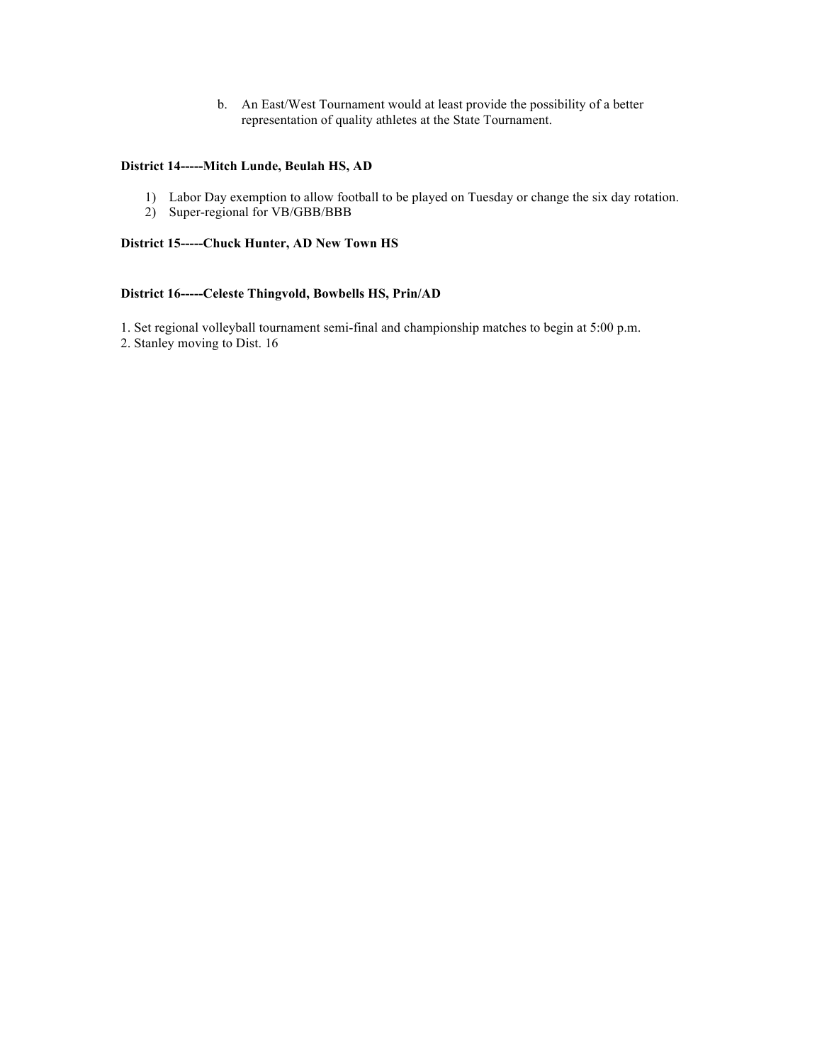b. An East/West Tournament would at least provide the possibility of a better representation of quality athletes at the State Tournament.

**District 14-----Mitch Lunde, Beulah HS, AD**

1) Labor Day exemption to allow football to be played on Tuesday or change the six day rotation.
2) Super-regional for VB/GBB/BBB

**District 15-----Chuck Hunter, AD New Town HS**

**District 16-----Celeste Thingvold, Bowbells HS, Prin/AD**

1. Set regional volleyball tournament semi-final and championship matches to begin at 5:00 p.m.
2. Stanley moving to Dist. 16